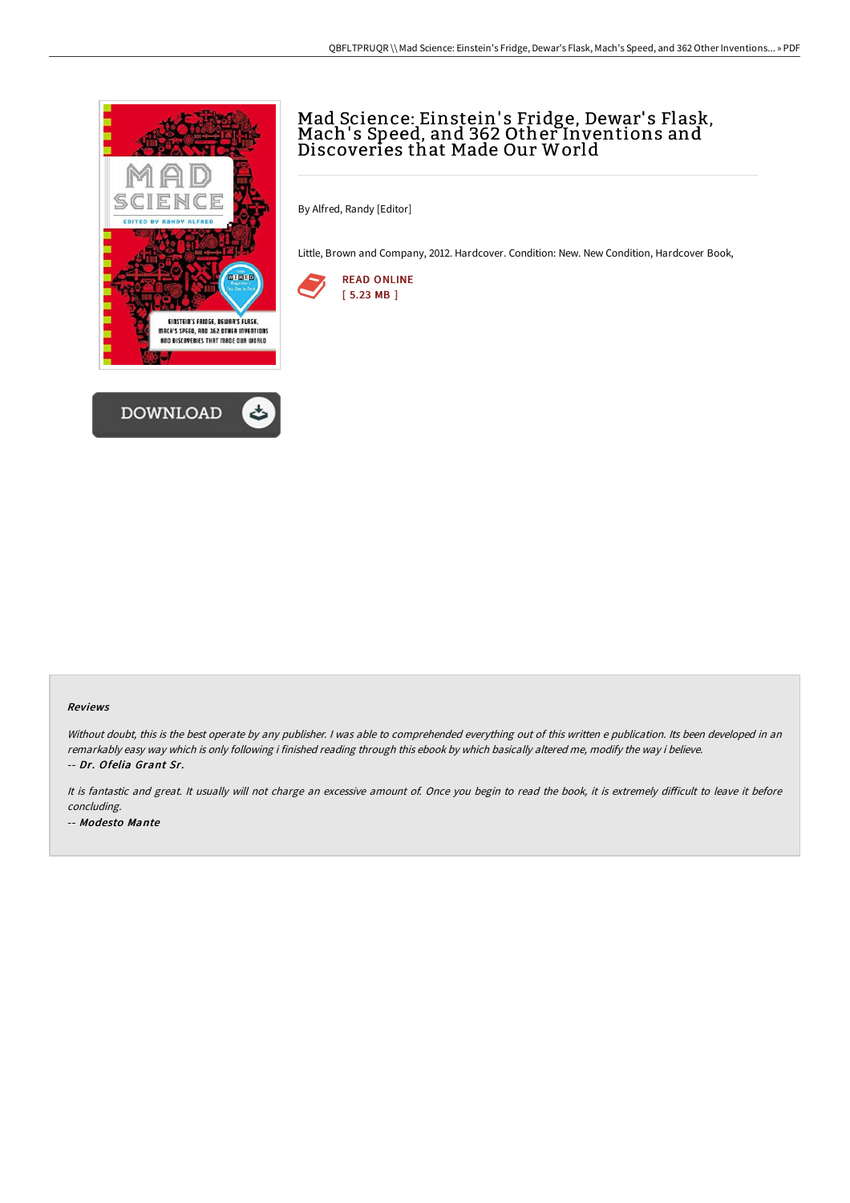# Mad Science: Einstein's Fridge, Dewar's Flask, Mach's Speed, and 362 Other Inventions and Discoveries that Made Our World

By Alfred, Randy [Editor]

Little, Brown and Company, 2012. Hardcover. Condition: New. New Condition, Hardcover Book,

READ ONLINE
[ 5.23 MB ]

DOWNLOAD

### Reviews

*Without doubt, this is the best operate by any publisher. I was able to comprehended everything out of this written e publication. Its been developed in an remarkably easy way which is only following i finished reading through this ebook by which basically altered me, modify the way i believe.*
*-- Dr. Ofelia Grant Sr.*

*It is fantastic and great. It usually will not charge an excessive amount of. Once you begin to read the book, it is extremely difficult to leave it before concluding.*
*-- Modesto Mante*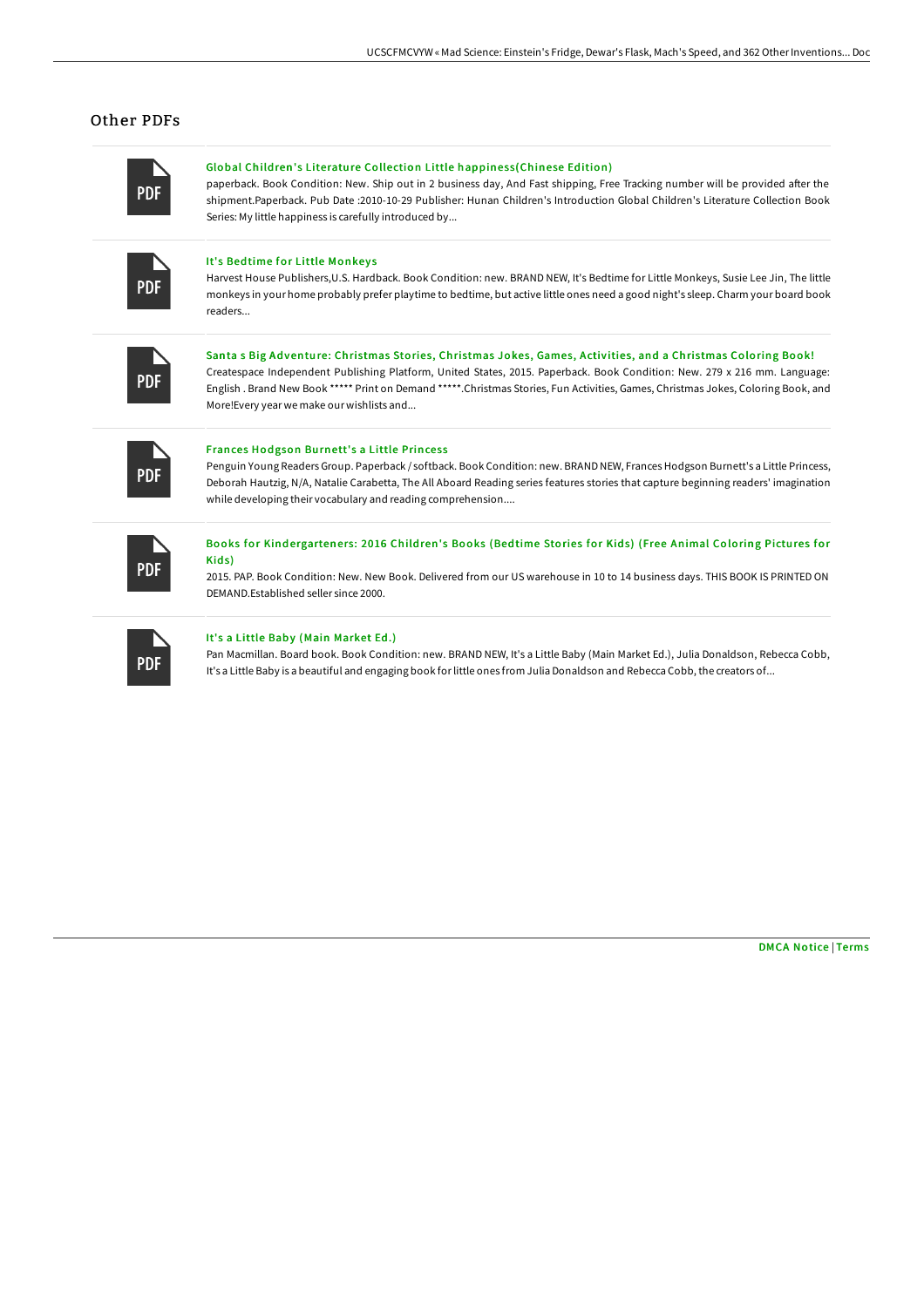## Other PDFs

### Global Children's Literature Collection Little happiness(Chinese Edition)

paperback. Book Condition: New. Ship out in 2 business day, And Fast shipping, Free Tracking number will be provided after the shipment.Paperback. Pub Date :2010-10-29 Publisher: Hunan Children's Introduction Global Children's Literature Collection Book Series: My little happiness is carefully introduced by...

### It's Bedtime for Little Monkeys

Harvest House Publishers,U.S. Hardback. Book Condition: new. BRAND NEW, It's Bedtime for Little Monkeys, Susie Lee Jin, The little monkeys in your home probably prefer playtime to bedtime, but active little ones need a good night's sleep. Charm your board book readers...

### Santa s Big Adventure: Christmas Stories, Christmas Jokes, Games, Activities, and a Christmas Coloring Book!

Createspace Independent Publishing Platform, United States, 2015. Paperback. Book Condition: New. 279 x 216 mm. Language: English . Brand New Book ***** Print on Demand *****.Christmas Stories, Fun Activities, Games, Christmas Jokes, Coloring Book, and More!Every year we make our wishlists and...

### Frances Hodgson Burnett's a Little Princess

Penguin Young Readers Group. Paperback / softback. Book Condition: new. BRAND NEW, Frances Hodgson Burnett's a Little Princess, Deborah Hautzig, N/A, Natalie Carabetta, The All Aboard Reading series features stories that capture beginning readers' imagination while developing their vocabulary and reading comprehension....

### Books for Kindergarteners: 2016 Children's Books (Bedtime Stories for Kids) (Free Animal Coloring Pictures for Kids)

2015. PAP. Book Condition: New. New Book. Delivered from our US warehouse in 10 to 14 business days. THIS BOOK IS PRINTED ON DEMAND.Established seller since 2000.

### It's a Little Baby (Main Market Ed.)

Pan Macmillan. Board book. Book Condition: new. BRAND NEW, It's a Little Baby (Main Market Ed.), Julia Donaldson, Rebecca Cobb, It's a Little Baby is a beautiful and engaging book for little ones from Julia Donaldson and Rebecca Cobb, the creators of...